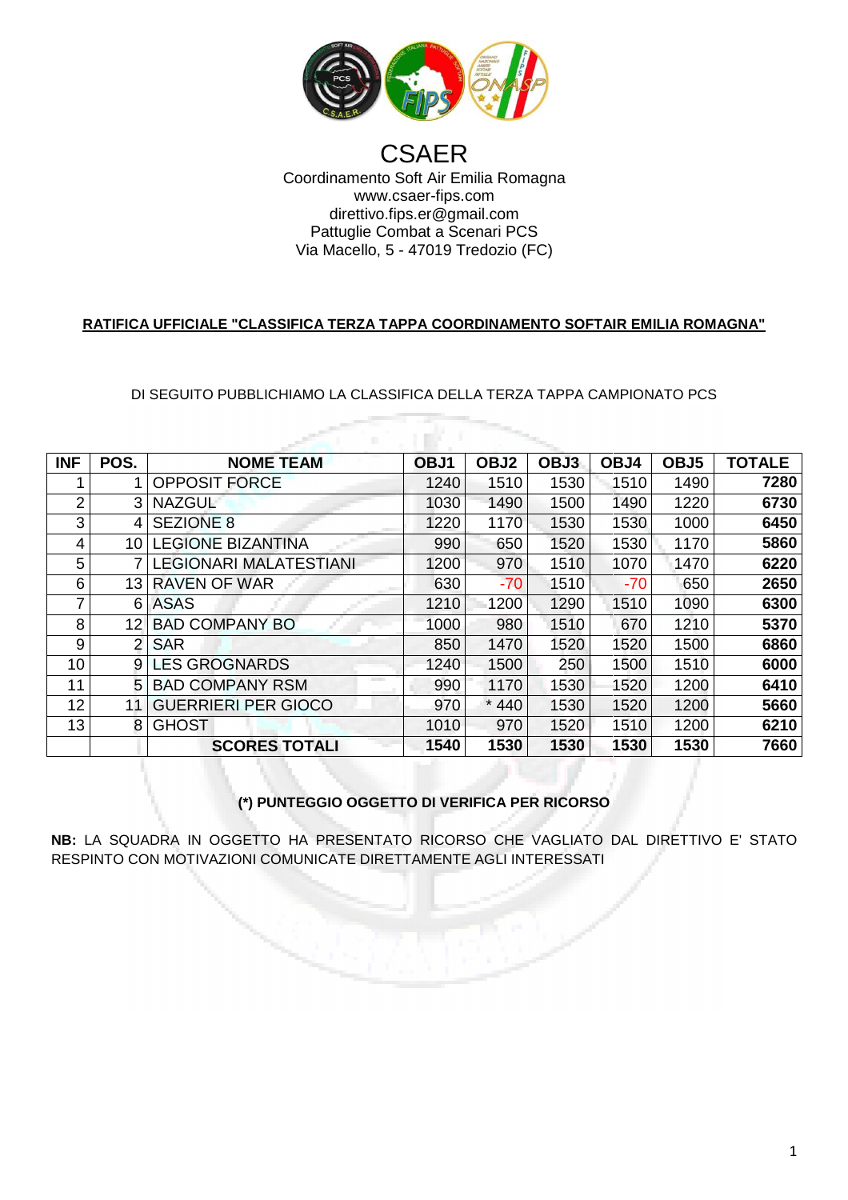# CSAER

Coordinamento Soft Air Emilia Romagna
www.csaer-fips.com
direttivo.fips.er@gmail.com
Pattuglie Combat a Scenari PCS
Via Macello, 5 - 47019 Tredozio (FC)

**RATIFICA UFFICIALE "CLASSIFICA TERZA TAPPA COORDINAMENTO SOFTAIR EMILIA ROMAGNA"**

DI SEGUITO PUBBLICHIAMO LA CLASSIFICA DELLA TERZA TAPPA CAMPIONATO PCS

| INF | POS. | NOME TEAM | OBJ1 | OBJ2 | OBJ3 | OBJ4 | OBJ5 | TOTALE |
|---|---|---|---|---|---|---|---|---|
| 1 | 1 | OPPOSIT FORCE | 1240 | 1510 | 1530 | 1510 | 1490 | **7280** |
| 2 | 3 | NAZGUL | 1030 | 1490 | 1500 | 1490 | 1220 | **6730** |
| 3 | 4 | SEZIONE 8 | 1220 | 1170 | 1530 | 1530 | 1000 | **6450** |
| 4 | 10 | LEGIONE BIZANTINA | 990 | 650 | 1520 | 1530 | 1170 | **5860** |
| 5 | 7 | LEGIONARI MALATESTIANI | 1200 | 970 | 1510 | 1070 | 1470 | **6220** |
| 6 | 13 | RAVEN OF WAR | 630 | -70 | 1510 | -70 | 650 | **2650** |
| 7 | 6 | ASAS | 1210 | 1200 | 1290 | 1510 | 1090 | **6300** |
| 8 | 12 | BAD COMPANY BO | 1000 | 980 | 1510 | 670 | 1210 | **5370** |
| 9 | 2 | SAR | 850 | 1470 | 1520 | 1520 | 1500 | **6860** |
| 10 | 9 | LES GROGNARDS | 1240 | 1500 | 250 | 1500 | 1510 | **6000** |
| 11 | 5 | BAD COMPANY RSM | 990 | 1170 | 1530 | 1520 | 1200 | **6410** |
| 12 | 11 | GUERRIERI PER GIOCO | 970 | * 440 | 1530 | 1520 | 1200 | **5660** |
| 13 | 8 | GHOST | 1010 | 970 | 1520 | 1510 | 1200 | **6210** |
| | | **SCORES TOTALI** | **1540** | **1530** | **1530** | **1530** | **1530** | **7660** |

**(*) PUNTEGGIO OGGETTO DI VERIFICA PER RICORSO**

**NB:** LA SQUADRA IN OGGETTO HA PRESENTATO RICORSO CHE VAGLIATO DAL DIRETTIVO E' STATO RESPINTO CON MOTIVAZIONI COMUNICATE DIRETTAMENTE AGLI INTERESSATI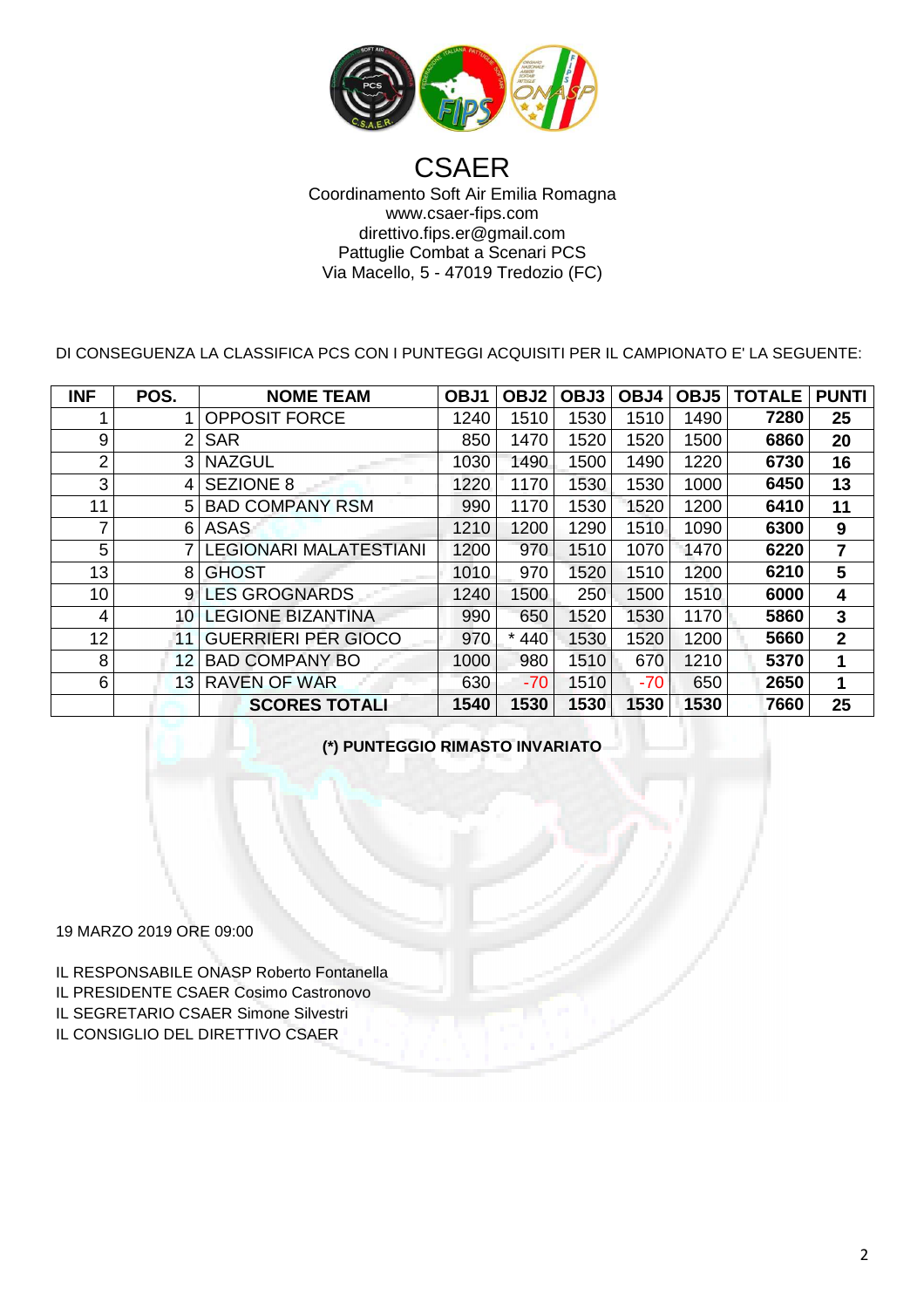# CSAER

Coordinamento Soft Air Emilia Romagna
www.csaer-fips.com
direttivo.fips.er@gmail.com
Pattuglie Combat a Scenari PCS
Via Macello, 5 - 47019 Tredozio (FC)

DI CONSEGUENZA LA CLASSIFICA PCS CON I PUNTEGGI ACQUISITI PER IL CAMPIONATO E' LA SEGUENTE:

| INF | POS. | NOME TEAM | OBJ1 | OBJ2 | OBJ3 | OBJ4 | OBJ5 | TOTALE | PUNTI |
|---|---|---|---|---|---|---|---|---|---|
| 1 | 1 | OPPOSIT FORCE | 1240 | 1510 | 1530 | 1510 | 1490 | **7280** | **25** |
| 9 | 2 | SAR | 850 | 1470 | 1520 | 1520 | 1500 | **6860** | **20** |
| 2 | 3 | NAZGUL | 1030 | 1490 | 1500 | 1490 | 1220 | **6730** | **16** |
| 3 | 4 | SEZIONE 8 | 1220 | 1170 | 1530 | 1530 | 1000 | **6450** | **13** |
| 11 | 5 | BAD COMPANY RSM | 990 | 1170 | 1530 | 1520 | 1200 | **6410** | **11** |
| 7 | 6 | ASAS | 1210 | 1200 | 1290 | 1510 | 1090 | **6300** | **9** |
| 5 | 7 | LEGIONARI MALATESTIANI | 1200 | 970 | 1510 | 1070 | 1470 | **6220** | **7** |
| 13 | 8 | GHOST | 1010 | 970 | 1520 | 1510 | 1200 | **6210** | **5** |
| 10 | 9 | LES GROGNARDS | 1240 | 1500 | 250 | 1500 | 1510 | **6000** | **4** |
| 4 | 10 | LEGIONE BIZANTINA | 990 | 650 | 1520 | 1530 | 1170 | **5860** | **3** |
| 12 | 11 | GUERRIERI PER GIOCO | 970 | * 440 | 1530 | 1520 | 1200 | **5660** | **2** |
| 8 | 12 | BAD COMPANY BO | 1000 | 980 | 1510 | 670 | 1210 | **5370** | **1** |
| 6 | 13 | RAVEN OF WAR | 630 | -70 | 1510 | -70 | 650 | **2650** | **1** |
| | | **SCORES TOTALI** | **1540** | **1530** | **1530** | **1530** | **1530** | **7660** | **25** |

**(*) PUNTEGGIO RIMASTO INVARIATO**

19 MARZO 2019 ORE 09:00

IL RESPONSABILE ONASP Roberto Fontanella
IL PRESIDENTE CSAER Cosimo Castronovo
IL SEGRETARIO CSAER Simone Silvestri
IL CONSIGLIO DEL DIRETTIVO CSAER